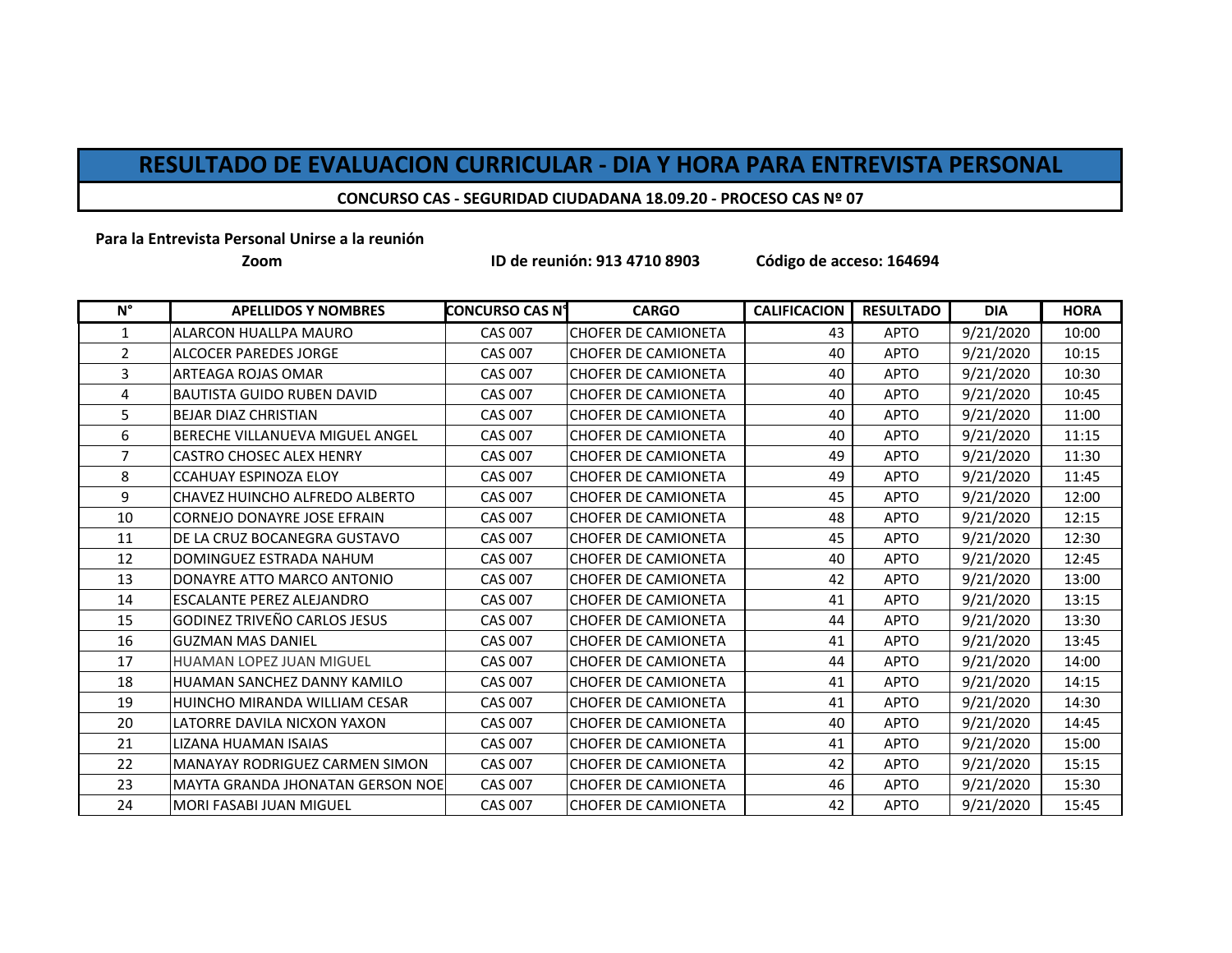# RESULTADO DE EVALUACION CURRICULAR - DIA Y HORA PARA ENTREVISTA PERSONAL

**CONCURSO CAS - SEGURIDAD CIUDADANA 18.09.20 - PROCESO CAS Nº 07**

**Para la Entrevista Personal Unirse a la reunión Zoom** **ID de reunión: 913 4710 8903** **Código de acceso: 164694**

| N° | APELLIDOS Y NOMBRES | CONCURSO CAS N° | CARGO | CALIFICACION | RESULTADO | DIA | HORA |
|---|---|---|---|---|---|---|---|
| 1 | ALARCON HUALLPA MAURO | CAS 007 | CHOFER DE CAMIONETA | 43 | APTO | 9/21/2020 | 10:00 |
| 2 | ALCOCER PAREDES JORGE | CAS 007 | CHOFER DE CAMIONETA | 40 | APTO | 9/21/2020 | 10:15 |
| 3 | ARTEAGA ROJAS OMAR | CAS 007 | CHOFER DE CAMIONETA | 40 | APTO | 9/21/2020 | 10:30 |
| 4 | BAUTISTA GUIDO RUBEN DAVID | CAS 007 | CHOFER DE CAMIONETA | 40 | APTO | 9/21/2020 | 10:45 |
| 5 | BEJAR DIAZ CHRISTIAN | CAS 007 | CHOFER DE CAMIONETA | 40 | APTO | 9/21/2020 | 11:00 |
| 6 | BERECHE VILLANUEVA MIGUEL ANGEL | CAS 007 | CHOFER DE CAMIONETA | 40 | APTO | 9/21/2020 | 11:15 |
| 7 | CASTRO CHOSEC ALEX HENRY | CAS 007 | CHOFER DE CAMIONETA | 49 | APTO | 9/21/2020 | 11:30 |
| 8 | CCAHUAY ESPINOZA ELOY | CAS 007 | CHOFER DE CAMIONETA | 49 | APTO | 9/21/2020 | 11:45 |
| 9 | CHAVEZ HUINCHO ALFREDO ALBERTO | CAS 007 | CHOFER DE CAMIONETA | 45 | APTO | 9/21/2020 | 12:00 |
| 10 | CORNEJO DONAYRE JOSE EFRAIN | CAS 007 | CHOFER DE CAMIONETA | 48 | APTO | 9/21/2020 | 12:15 |
| 11 | DE LA CRUZ BOCANEGRA GUSTAVO | CAS 007 | CHOFER DE CAMIONETA | 45 | APTO | 9/21/2020 | 12:30 |
| 12 | DOMINGUEZ ESTRADA NAHUM | CAS 007 | CHOFER DE CAMIONETA | 40 | APTO | 9/21/2020 | 12:45 |
| 13 | DONAYRE ATTO MARCO ANTONIO | CAS 007 | CHOFER DE CAMIONETA | 42 | APTO | 9/21/2020 | 13:00 |
| 14 | ESCALANTE PEREZ ALEJANDRO | CAS 007 | CHOFER DE CAMIONETA | 41 | APTO | 9/21/2020 | 13:15 |
| 15 | GODINEZ TRIVEÑO CARLOS JESUS | CAS 007 | CHOFER DE CAMIONETA | 44 | APTO | 9/21/2020 | 13:30 |
| 16 | GUZMAN MAS DANIEL | CAS 007 | CHOFER DE CAMIONETA | 41 | APTO | 9/21/2020 | 13:45 |
| 17 | HUAMAN LOPEZ JUAN MIGUEL | CAS 007 | CHOFER DE CAMIONETA | 44 | APTO | 9/21/2020 | 14:00 |
| 18 | HUAMAN SANCHEZ DANNY KAMILO | CAS 007 | CHOFER DE CAMIONETA | 41 | APTO | 9/21/2020 | 14:15 |
| 19 | HUINCHO MIRANDA WILLIAM CESAR | CAS 007 | CHOFER DE CAMIONETA | 41 | APTO | 9/21/2020 | 14:30 |
| 20 | LATORRE DAVILA NICXON YAXON | CAS 007 | CHOFER DE CAMIONETA | 40 | APTO | 9/21/2020 | 14:45 |
| 21 | LIZANA HUAMAN ISAIAS | CAS 007 | CHOFER DE CAMIONETA | 41 | APTO | 9/21/2020 | 15:00 |
| 22 | MANAYAY RODRIGUEZ CARMEN SIMON | CAS 007 | CHOFER DE CAMIONETA | 42 | APTO | 9/21/2020 | 15:15 |
| 23 | MAYTA GRANDA JHONATAN GERSON NOE | CAS 007 | CHOFER DE CAMIONETA | 46 | APTO | 9/21/2020 | 15:30 |
| 24 | MORI FASABI JUAN MIGUEL | CAS 007 | CHOFER DE CAMIONETA | 42 | APTO | 9/21/2020 | 15:45 |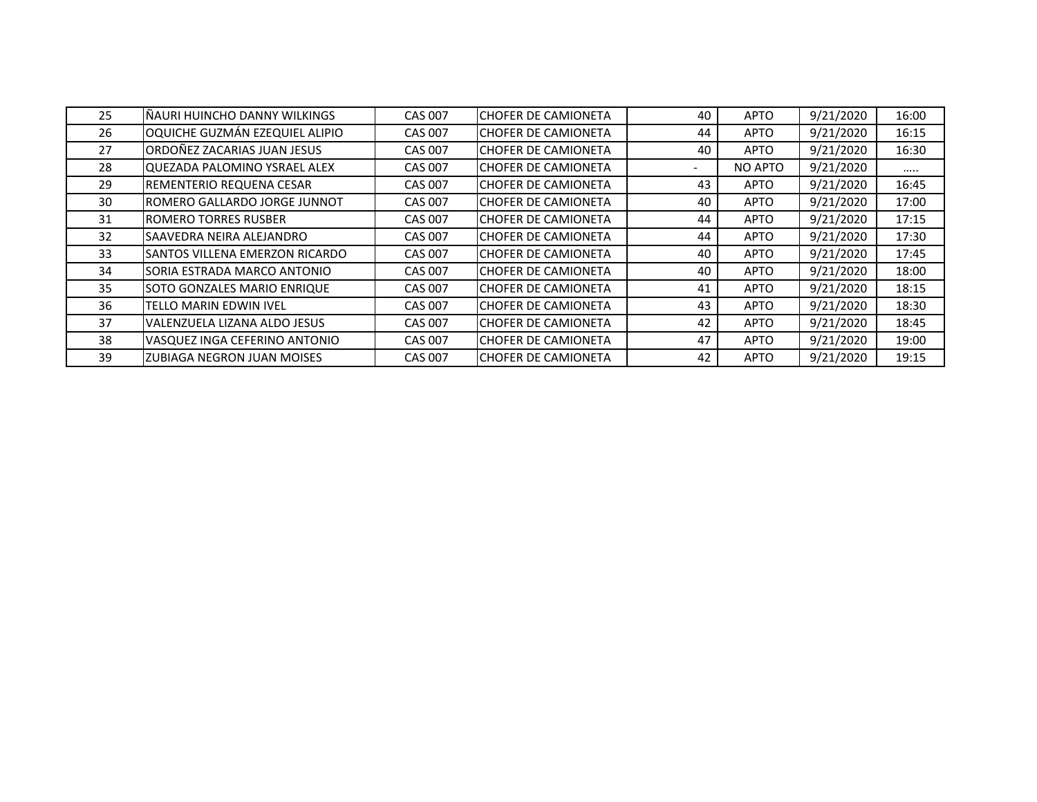| | | | | | | | |
|---|---|---|---|---|---|---|---|
| 25 | ÑAURI HUINCHO DANNY WILKINGS | CAS 007 | CHOFER DE CAMIONETA | 40 | APTO | 9/21/2020 | 16:00 |
| 26 | OQUICHE GUZMÁN EZEQUIEL ALIPIO | CAS 007 | CHOFER DE CAMIONETA | 44 | APTO | 9/21/2020 | 16:15 |
| 27 | ORDOÑEZ ZACARIAS JUAN JESUS | CAS 007 | CHOFER DE CAMIONETA | 40 | APTO | 9/21/2020 | 16:30 |
| 28 | QUEZADA PALOMINO YSRAEL ALEX | CAS 007 | CHOFER DE CAMIONETA | - | NO APTO | 9/21/2020 | ….. |
| 29 | REMENTERIO REQUENA CESAR | CAS 007 | CHOFER DE CAMIONETA | 43 | APTO | 9/21/2020 | 16:45 |
| 30 | ROMERO GALLARDO JORGE JUNNOT | CAS 007 | CHOFER DE CAMIONETA | 40 | APTO | 9/21/2020 | 17:00 |
| 31 | ROMERO TORRES RUSBER | CAS 007 | CHOFER DE CAMIONETA | 44 | APTO | 9/21/2020 | 17:15 |
| 32 | SAAVEDRA NEIRA ALEJANDRO | CAS 007 | CHOFER DE CAMIONETA | 44 | APTO | 9/21/2020 | 17:30 |
| 33 | SANTOS VILLENA EMERZON RICARDO | CAS 007 | CHOFER DE CAMIONETA | 40 | APTO | 9/21/2020 | 17:45 |
| 34 | SORIA ESTRADA MARCO ANTONIO | CAS 007 | CHOFER DE CAMIONETA | 40 | APTO | 9/21/2020 | 18:00 |
| 35 | SOTO GONZALES MARIO ENRIQUE | CAS 007 | CHOFER DE CAMIONETA | 41 | APTO | 9/21/2020 | 18:15 |
| 36 | TELLO MARIN EDWIN IVEL | CAS 007 | CHOFER DE CAMIONETA | 43 | APTO | 9/21/2020 | 18:30 |
| 37 | VALENZUELA LIZANA ALDO JESUS | CAS 007 | CHOFER DE CAMIONETA | 42 | APTO | 9/21/2020 | 18:45 |
| 38 | VASQUEZ INGA CEFERINO ANTONIO | CAS 007 | CHOFER DE CAMIONETA | 47 | APTO | 9/21/2020 | 19:00 |
| 39 | ZUBIAGA NEGRON JUAN MOISES | CAS 007 | CHOFER DE CAMIONETA | 42 | APTO | 9/21/2020 | 19:15 |